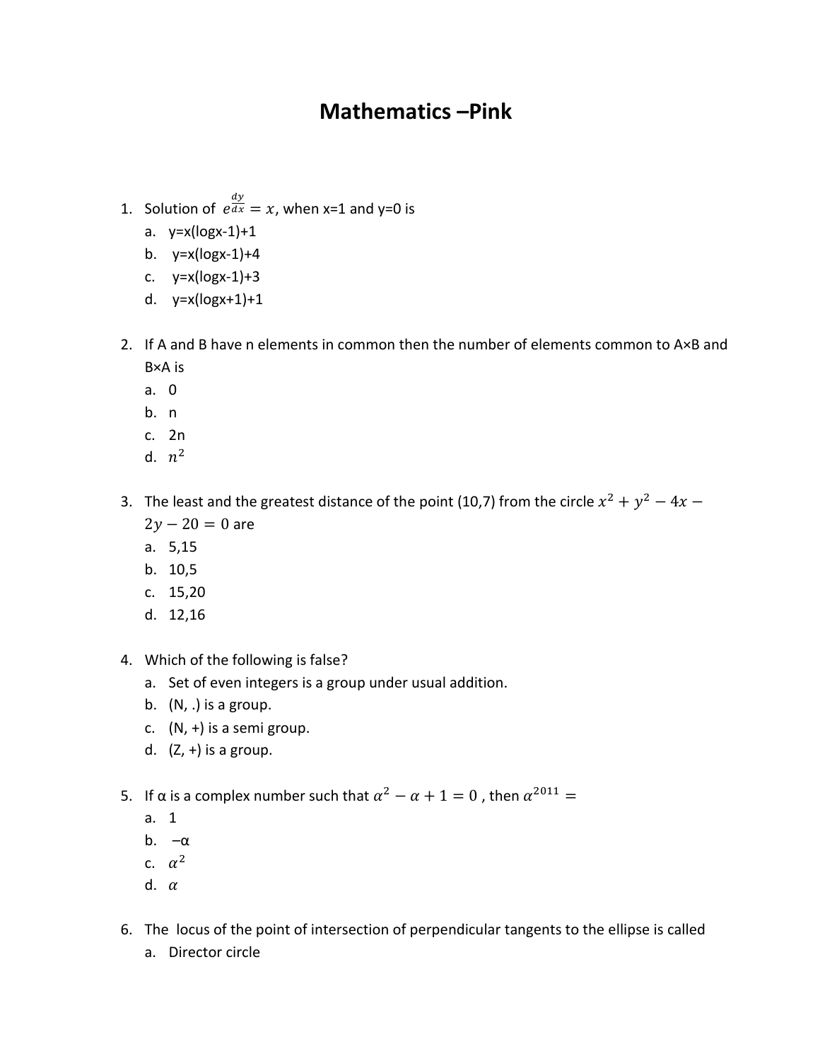# Mathematics –Pink

1. Solution of $e^{\frac{dy}{dx}} = x$, when x=1 and y=0 is
   a. y=x(logx-1)+1
   b. y=x(logx-1)+4
   c. y=x(logx-1)+3
   d. y=x(logx+1)+1

2. If A and B have n elements in common then the number of elements common to A×B and B×A is
   a. 0
   b. n
   c. 2n
   d. $n^2$

3. The least and the greatest distance of the point (10,7) from the circle $x^2 + y^2 - 4x - 2y - 20 = 0$ are
   a. 5,15
   b. 10,5
   c. 15,20
   d. 12,16

4. Which of the following is false?
   a. Set of even integers is a group under usual addition.
   b. (N, .) is a group.
   c. (N, +) is a semi group.
   d. (Z, +) is a group.

5. If α is a complex number such that $\alpha^2 - \alpha + 1 = 0$ , then $\alpha^{2011} =$
   a. 1
   b. –α
   c. $\alpha^2$
   d. $\alpha$

6. The locus of the point of intersection of perpendicular tangents to the ellipse is called
   a. Director circle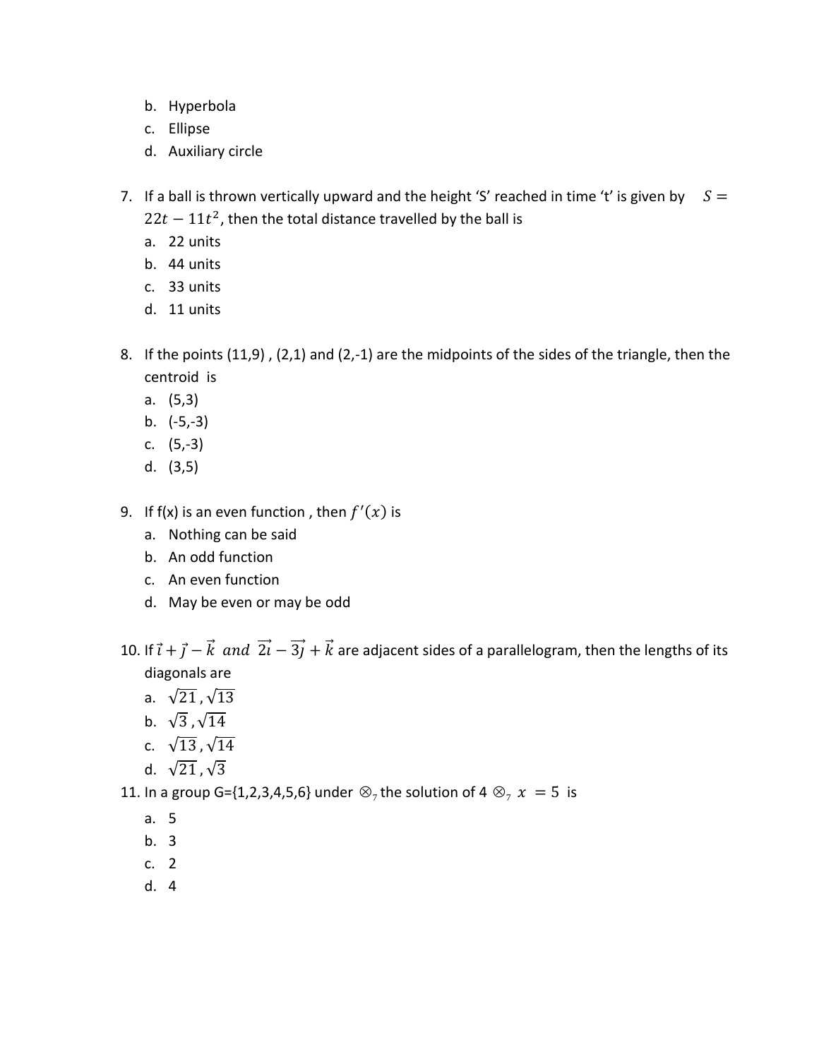b. Hyperbola
c. Ellipse
d. Auxiliary circle

7. If a ball is thrown vertically upward and the height 'S' reached in time 't' is given by $S = 22t - 11t^2$, then the total distance travelled by the ball is
   a. 22 units
   b. 44 units
   c. 33 units
   d. 11 units

8. If the points (11,9) , (2,1) and (2,-1) are the midpoints of the sides of the triangle, then the centroid is
   a. (5,3)
   b. (-5,-3)
   c. (5,-3)
   d. (3,5)

9. If f(x) is an even function , then $f'(x)$ is
   a. Nothing can be said
   b. An odd function
   c. An even function
   d. May be even or may be odd

10. If $\vec{i} + \vec{j} - \vec{k}$ *and* $\vec{2i} - \vec{3j} + \vec{k}$ are adjacent sides of a parallelogram, then the lengths of its diagonals are
    a. $\sqrt{21}, \sqrt{13}$
    b. $\sqrt{3}, \sqrt{14}$
    c. $\sqrt{13}, \sqrt{14}$
    d. $\sqrt{21}, \sqrt{3}$

11. In a group G={1,2,3,4,5,6} under $\otimes_7$ the solution of $4 \otimes_7 x = 5$ is
    a. 5
    b. 3
    c. 2
    d. 4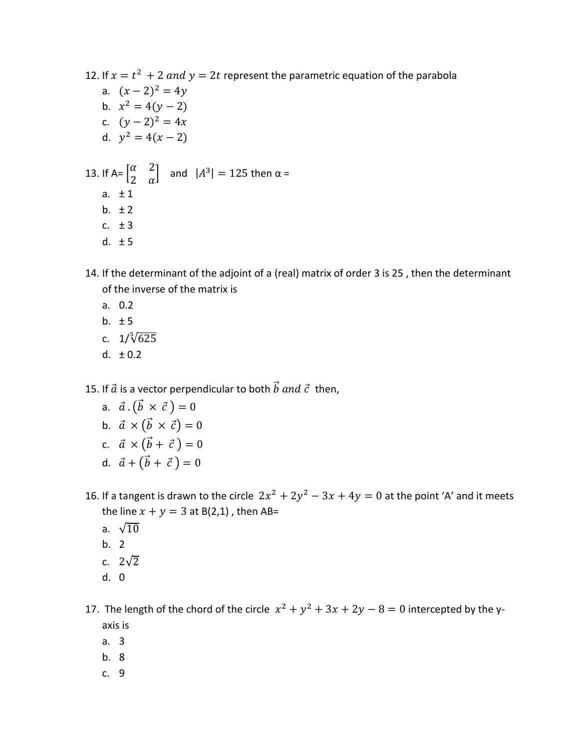12. If $x = t^2 + 2$ $and$ $y = 2t$ represent the parametric equation of the parabola
   a. $(x-2)^2 = 4y$
   b. $x^2 = 4(y-2)$
   c. $(y-2)^2 = 4x$
   d. $y^2 = 4(x-2)$

13. If A= $\begin{bmatrix} \alpha & 2 \\ 2 & \alpha \end{bmatrix}$ and $|A^3| = 125$ then α =
   a. ± 1
   b. ± 2
   c. ± 3
   d. ± 5

14. If the determinant of the adjoint of a (real) matrix of order 3 is 25 , then the determinant of the inverse of the matrix is
   a. 0.2
   b. ± 5
   c. $1/\sqrt[5]{625}$
   d. ± 0.2

15. If $\vec{a}$ is a vector perpendicular to both $\vec{b}$ $and$ $\vec{c}$ then,
   a. $\vec{a} \cdot (\vec{b} \times \vec{c}) = 0$
   b. $\vec{a} \times (\vec{b} \times \vec{c}) = 0$
   c. $\vec{a} \times (\vec{b} + \vec{c}) = 0$
   d. $\vec{a} + (\vec{b} + \vec{c}) = 0$

16. If a tangent is drawn to the circle $2x^2 + 2y^2 - 3x + 4y = 0$ at the point 'A' and it meets the line $x + y = 3$ at B(2,1) , then AB=
   a. $\sqrt{10}$
   b. 2
   c. $2\sqrt{2}$
   d. 0

17. The length of the chord of the circle $x^2 + y^2 + 3x + 2y - 8 = 0$ intercepted by the y-axis is
   a. 3
   b. 8
   c. 9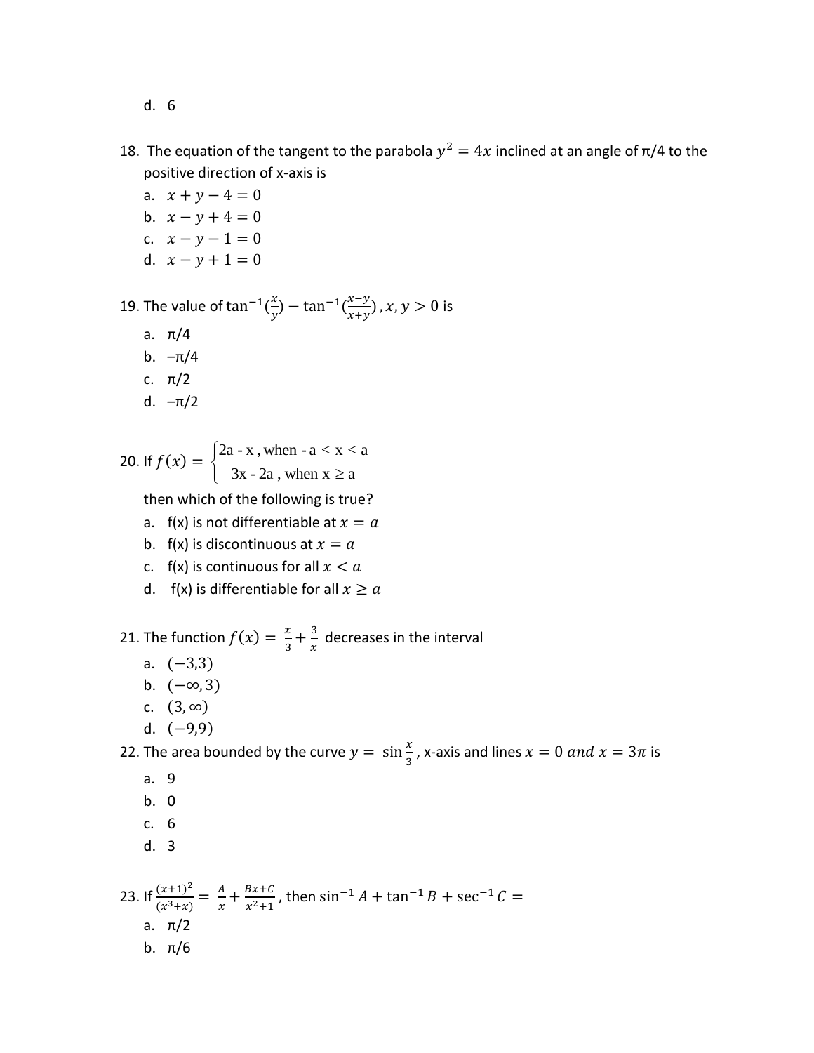d. 6

18. The equation of the tangent to the parabola $y^2 = 4x$ inclined at an angle of π/4 to the positive direction of x-axis is
   a. $x + y - 4 = 0$
   b. $x - y + 4 = 0$
   c. $x - y - 1 = 0$
   d. $x - y + 1 = 0$

19. The value of $\tan^{-1}(\frac{x}{y}) - \tan^{-1}(\frac{x-y}{x+y}), x, y > 0$ is
   a. π/4
   b. –π/4
   c. π/2
   d. –π/2

20. If $f(x) = \begin{cases} 2a - x, \text{ when } -a < x < a \\ 3x - 2a, \text{ when } x \geq a \end{cases}$

   then which of the following is true?
   a. f(x) is not differentiable at $x = a$
   b. f(x) is discontinuous at $x = a$
   c. f(x) is continuous for all $x < a$
   d. f(x) is differentiable for all $x \geq a$

21. The function $f(x) = \frac{x}{3} + \frac{3}{x}$ decreases in the interval
   a. $(-3,3)$
   b. $(-\infty, 3)$
   c. $(3, \infty)$
   d. $(-9,9)$

22. The area bounded by the curve $y = \sin\frac{x}{3}$, x-axis and lines $x = 0$ *and* $x = 3\pi$ is
   a. 9
   b. 0
   c. 6
   d. 3

23. If $\frac{(x+1)^2}{(x^3+x)} = \frac{A}{x} + \frac{Bx+C}{x^2+1}$, then $\sin^{-1} A + \tan^{-1} B + \sec^{-1} C =$
   a. π/2
   b. π/6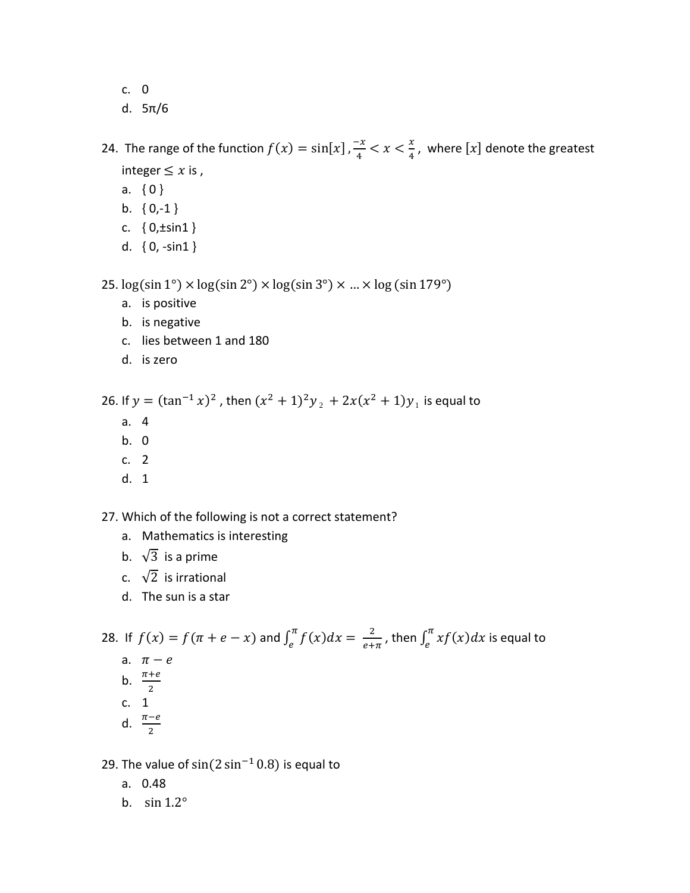c. 0

d. 5π/6

24. The range of the function $f(x) = \sin[x], \frac{-x}{4} < x < \frac{x}{4}$, where $[x]$ denote the greatest integer $\leq x$ is ,

a. { 0 }

b. { 0,-1 }

c. { 0,±sin1 }

d. { 0, -sin1 }

25. $\log(\sin 1°) \times \log(\sin 2°) \times \log(\sin 3°) \times \ldots \times \log(\sin 179°)$

a. is positive

b. is negative

c. lies between 1 and 180

d. is zero

26. If $y = (\tan^{-1} x)^2$ , then $(x^2 + 1)^2 y_2 + 2x(x^2 + 1)y_1$ is equal to

a. 4

b. 0

c. 2

d. 1

27. Which of the following is not a correct statement?

a. Mathematics is interesting

b. $\sqrt{3}$ is a prime

c. $\sqrt{2}$ is irrational

d. The sun is a star

28. If $f(x) = f(\pi + e - x)$ and $\int_e^{\pi} f(x)dx = \frac{2}{e+\pi}$, then $\int_e^{\pi} xf(x)dx$ is equal to

a. $\pi - e$

b. $\frac{\pi+e}{2}$

c. 1

d. $\frac{\pi-e}{2}$

29. The value of $\sin(2\sin^{-1} 0.8)$ is equal to

a. 0.48

b. $\sin 1.2°$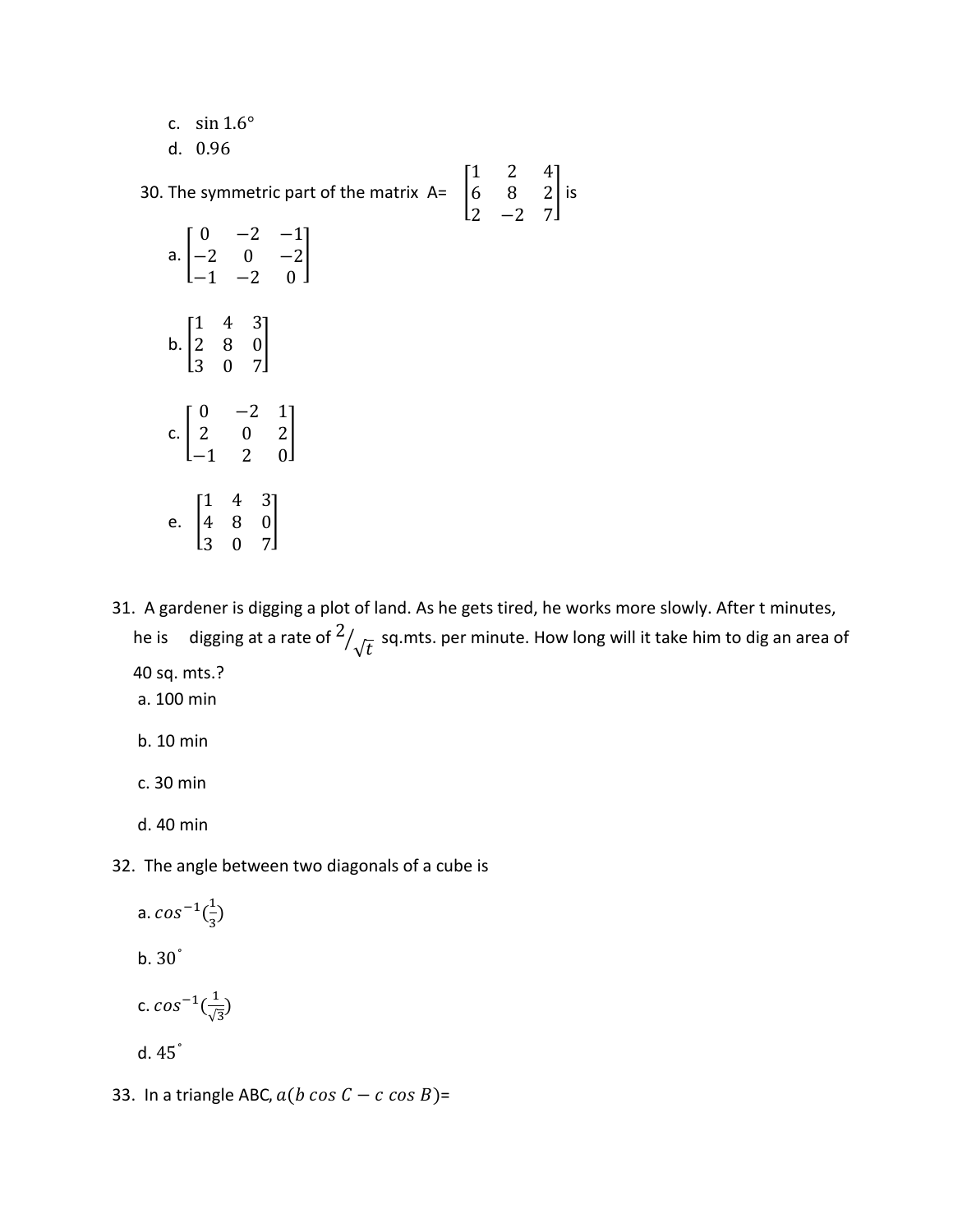c. $\sin 1.6°$

d. $0.96$

30. The symmetric part of the matrix A= $\begin{bmatrix} 1 & 2 & 4 \\ 6 & 8 & 2 \\ 2 & -2 & 7 \end{bmatrix}$ is

a. $\begin{bmatrix} 0 & -2 & -1 \\ -2 & 0 & -2 \\ -1 & -2 & 0 \end{bmatrix}$

b. $\begin{bmatrix} 1 & 4 & 3 \\ 2 & 8 & 0 \\ 3 & 0 & 7 \end{bmatrix}$

c. $\begin{bmatrix} 0 & -2 & 1 \\ 2 & 0 & 2 \\ -1 & 2 & 0 \end{bmatrix}$

e. $\begin{bmatrix} 1 & 4 & 3 \\ 4 & 8 & 0 \\ 3 & 0 & 7 \end{bmatrix}$

31. A gardener is digging a plot of land. As he gets tired, he works more slowly. After t minutes, he is digging at a rate of $2/\sqrt{t}$ sq.mts. per minute. How long will it take him to dig an area of 40 sq. mts.?

a. 100 min

b. 10 min

c. 30 min

d. 40 min

32. The angle between two diagonals of a cube is

a. $cos^{-1}(\frac{1}{3})$

b. 30˚

c. $cos^{-1}(\frac{1}{\sqrt{3}})$

d. 45˚

33. In a triangle ABC, $a(b\ cos\ C - c\ cos\ B)$=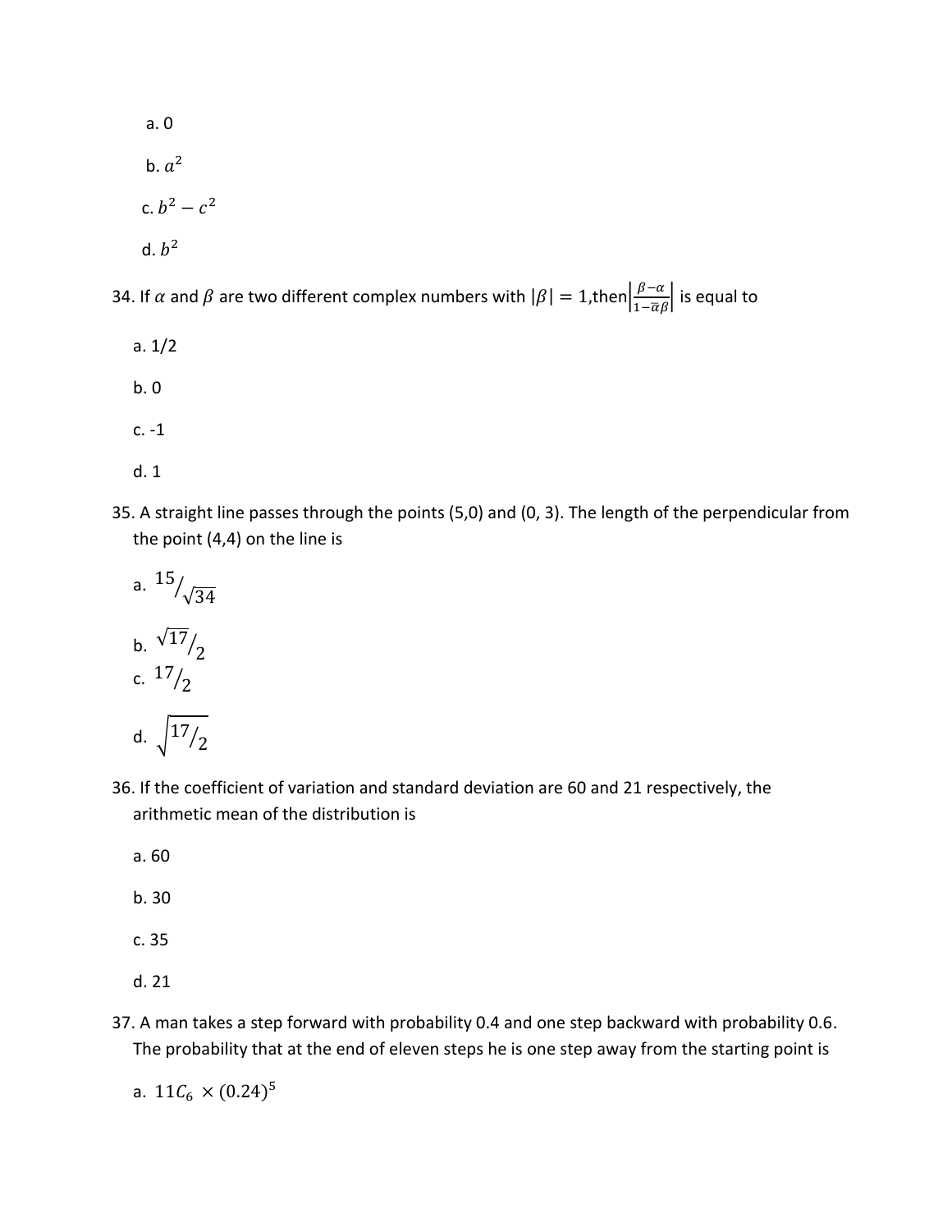a. 0

b. $a^2$

c. $b^2 - c^2$

d. $b^2$

34. If $\alpha$ and $\beta$ are two different complex numbers with $|\beta| = 1$,then$\left|\frac{\beta-\alpha}{1-\bar{\alpha}\beta}\right|$ is equal to

   a. 1/2

   b. 0

   c. -1

   d. 1

35. A straight line passes through the points (5,0) and (0, 3). The length of the perpendicular from the point (4,4) on the line is

   a. $^{15}/_{\sqrt{34}}$

   b. $^{\sqrt{17}}/_{2}$

   c. $^{17}/_{2}$

   d. $\sqrt{^{17}/_{2}}$

36. If the coefficient of variation and standard deviation are 60 and 21 respectively, the arithmetic mean of the distribution is

   a. 60

   b. 30

   c. 35

   d. 21

37. A man takes a step forward with probability 0.4 and one step backward with probability 0.6. The probability that at the end of eleven steps he is one step away from the starting point is

   a. $11C_6 \times (0.24)^5$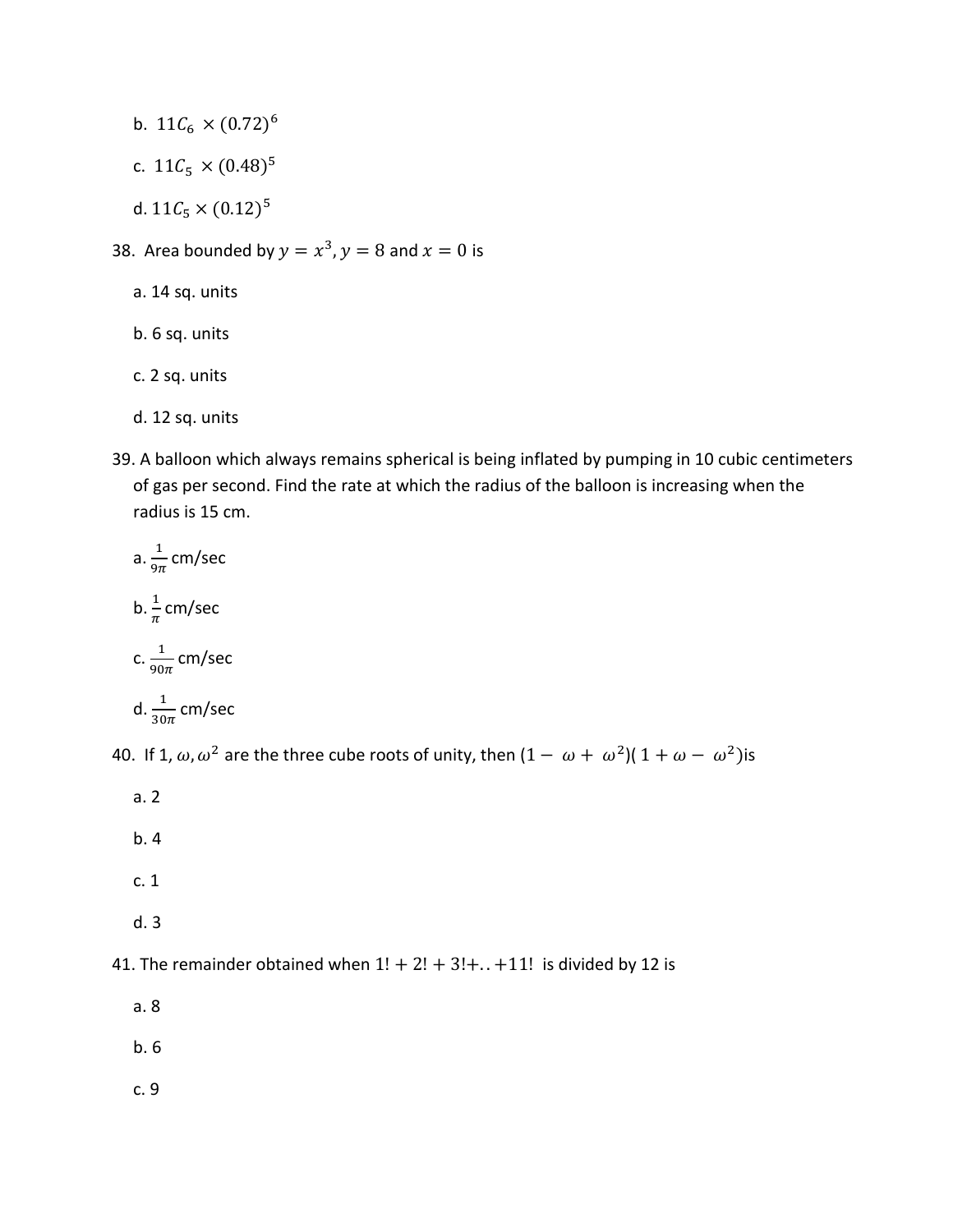b. $11C_6 \times (0.72)^6$

c. $11C_5 \times (0.48)^5$

d. $11C_5 \times (0.12)^5$

38. Area bounded by $y = x^3, y = 8$ and $x = 0$ is

a. 14 sq. units

b. 6 sq. units

c. 2 sq. units

d. 12 sq. units

39. A balloon which always remains spherical is being inflated by pumping in 10 cubic centimeters of gas per second. Find the rate at which the radius of the balloon is increasing when the radius is 15 cm.

a. $\frac{1}{9\pi}$ cm/sec

b. $\frac{1}{\pi}$ cm/sec

c. $\frac{1}{90\pi}$ cm/sec

d. $\frac{1}{30\pi}$ cm/sec

40. If $1, \omega, \omega^2$ are the three cube roots of unity, then $(1 - \omega + \omega^2)(1 + \omega - \omega^2)$is

a. 2

b. 4

c. 1

d. 3

41. The remainder obtained when $1! + 2! + 3! + .. + 11!$ is divided by 12 is

a. 8

b. 6

c. 9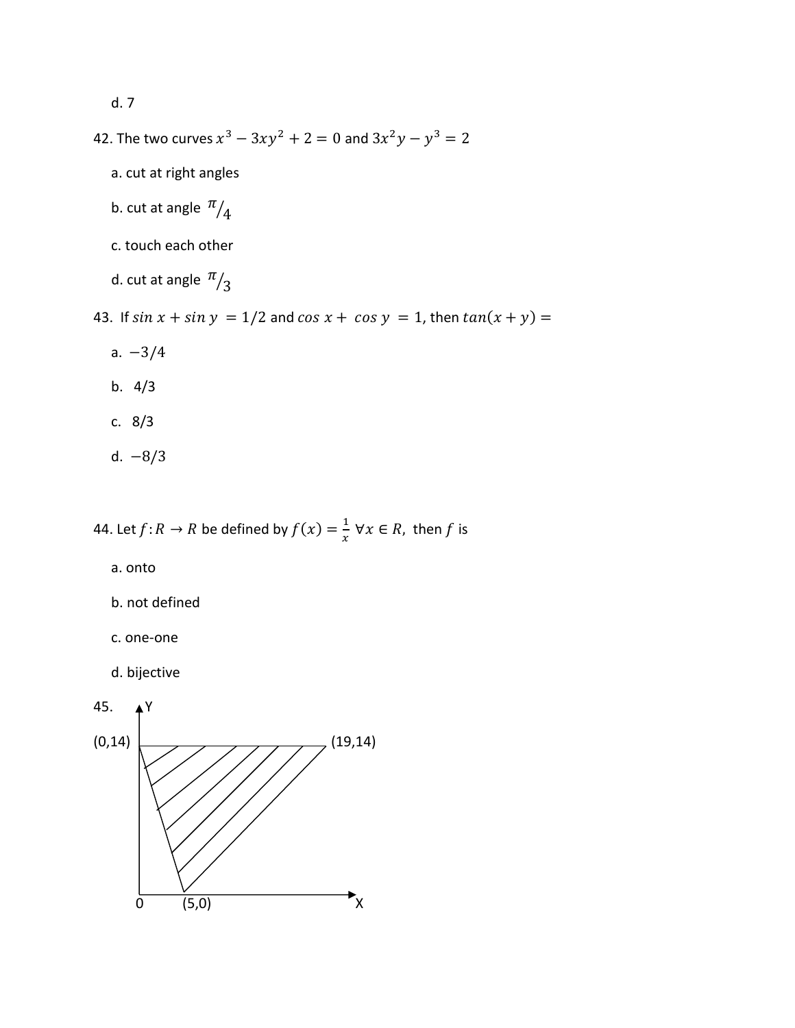d. 7

42. The two curves $x^3 - 3xy^2 + 2 = 0$ and $3x^2y - y^3 = 2$

a. cut at right angles

b. cut at angle $\pi/4$

c. touch each other

d. cut at angle $\pi/3$

43. If $sin\ x + sin\ y = 1/2$ and $cos\ x + cos\ y = 1$, then $tan(x + y) =$

a. $-3/4$

b. $4/3$

c. $8/3$

d. $-8/3$

44. Let $f: R \to R$ be defined by $f(x) = \frac{1}{x}\ \forall x \in R$, then $f$ is

a. onto

b. not defined

c. one-one

d. bijective

45.

Y

(0,14) (19,14)

0 (5,0) X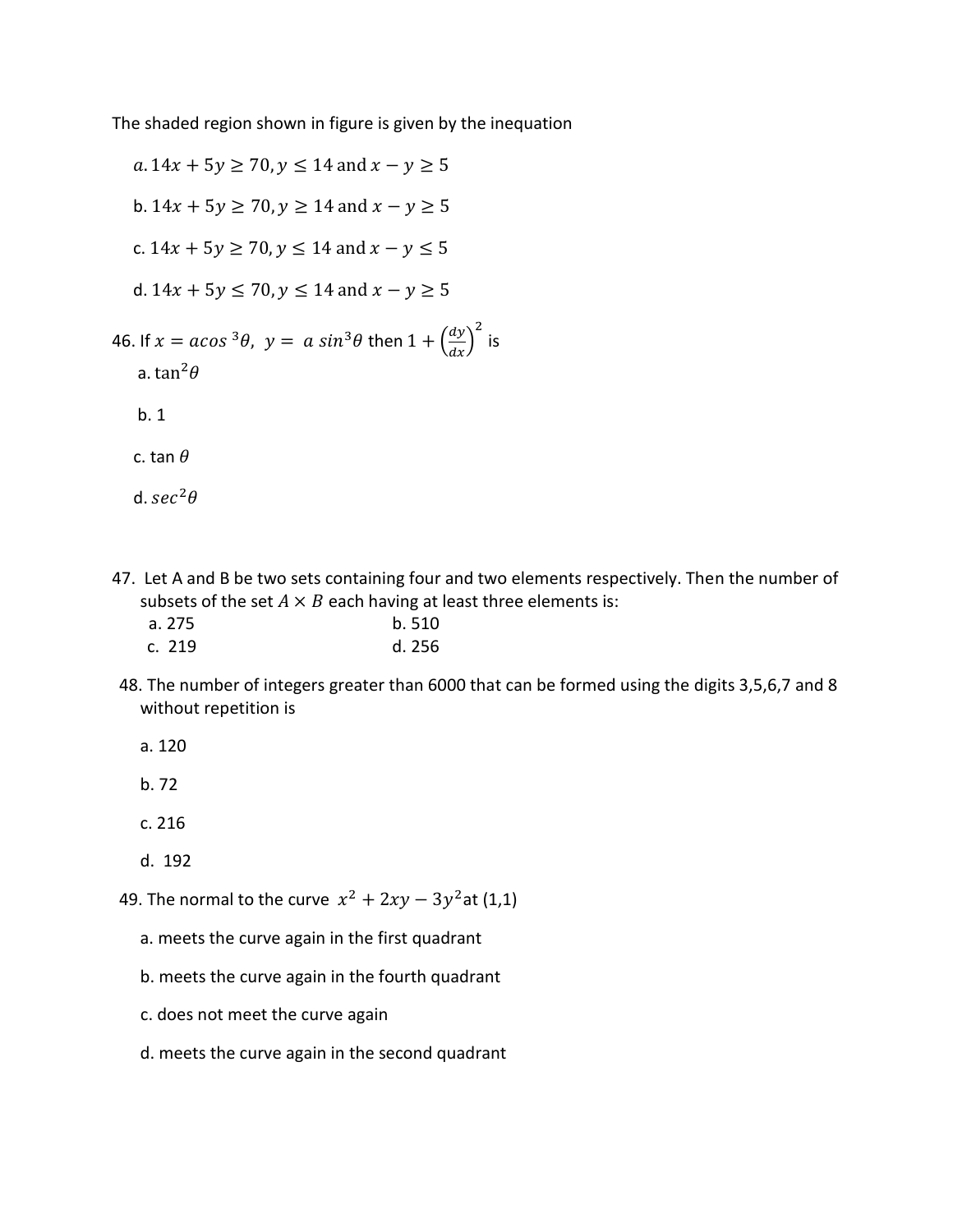The shaded region shown in figure is given by the inequation

$a.$ $14x + 5y \geq 70, y \leq 14$ and $x - y \geq 5$

b. $14x + 5y \geq 70, y \geq 14$ and $x - y \geq 5$

c. $14x + 5y \geq 70, y \leq 14$ and $x - y \leq 5$

d. $14x + 5y \leq 70, y \leq 14$ and $x - y \geq 5$

46. If $x = acos\,^3\theta,\ y = a\ sin^3\theta$ then $1 + \left(\frac{dy}{dx}\right)^2$ is

a. $\tan^2\theta$

b. 1

c. $\tan\theta$

d. $sec^2\theta$

47. Let A and B be two sets containing four and two elements respectively. Then the number of subsets of the set $A \times B$ each having at least three elements is:

a. 275

b. 510

c. 219

d. 256

48. The number of integers greater than 6000 that can be formed using the digits 3,5,6,7 and 8 without repetition is

a. 120

b. 72

c. 216

d. 192

49. The normal to the curve $x^2 + 2xy - 3y^2$at (1,1)

a. meets the curve again in the first quadrant

b. meets the curve again in the fourth quadrant

c. does not meet the curve again

d. meets the curve again in the second quadrant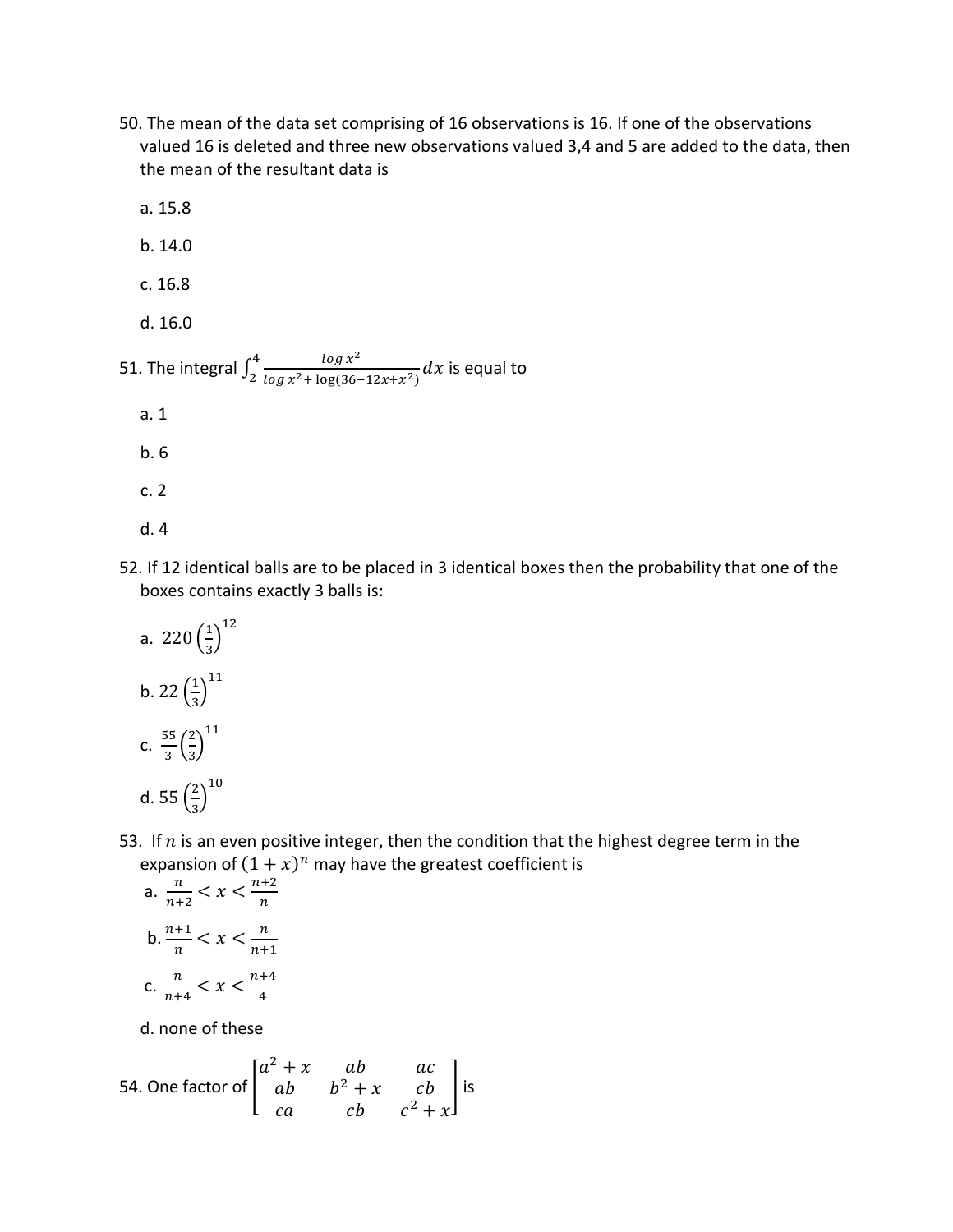50. The mean of the data set comprising of 16 observations is 16. If one of the observations valued 16 is deleted and three new observations valued 3,4 and 5 are added to the data, then the mean of the resultant data is

a. 15.8

b. 14.0

c. 16.8

d. 16.0

51. The integral $\int_2^4 \frac{\log x^2}{\log x^2 + \log(36-12x+x^2)} dx$ is equal to

a. 1

b. 6

c. 2

d. 4

52. If 12 identical balls are to be placed in 3 identical boxes then the probability that one of the boxes contains exactly 3 balls is:

a. $220\left(\frac{1}{3}\right)^{12}$

b. $22\left(\frac{1}{3}\right)^{11}$

c. $\frac{55}{3}\left(\frac{2}{3}\right)^{11}$

d. $55\left(\frac{2}{3}\right)^{10}$

53. If $n$ is an even positive integer, then the condition that the highest degree term in the expansion of $(1+x)^n$ may have the greatest coefficient is

a. $\frac{n}{n+2} < x < \frac{n+2}{n}$

b. $\frac{n+1}{n} < x < \frac{n}{n+1}$

c. $\frac{n}{n+4} < x < \frac{n+4}{4}$

d. none of these

54. One factor of $\begin{bmatrix} a^2+x & ab & ac \\ ab & b^2+x & cb \\ ca & cb & c^2+x \end{bmatrix}$ is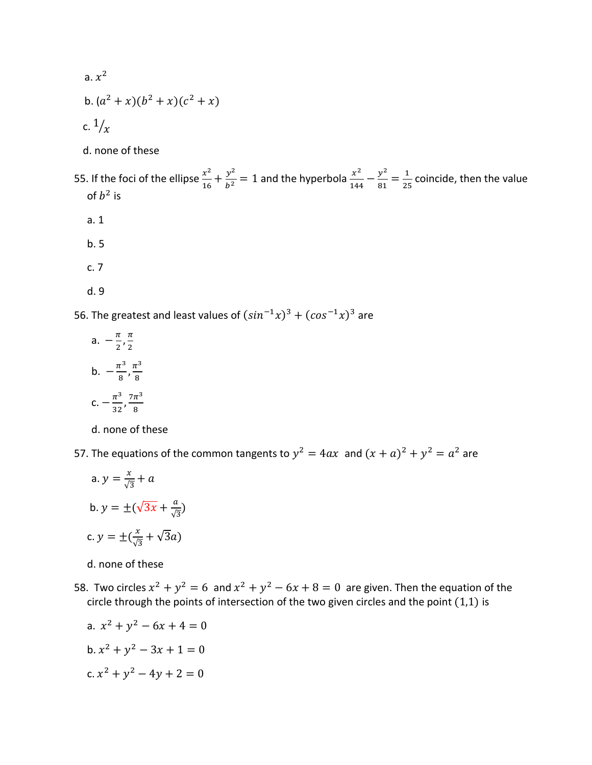a. $x^2$

b. $(a^2 + x)(b^2 + x)(c^2 + x)$

c. $1/x$

d. none of these

55. If the foci of the ellipse $\frac{x^2}{16} + \frac{y^2}{b^2} = 1$ and the hyperbola $\frac{x^2}{144} - \frac{y^2}{81} = \frac{1}{25}$ coincide, then the value of $b^2$ is

a. 1

b. 5

c. 7

d. 9

56. The greatest and least values of $(sin^{-1}x)^3 + (cos^{-1}x)^3$ are

a. $-\frac{\pi}{2}, \frac{\pi}{2}$

b. $-\frac{\pi^3}{8}, \frac{\pi^3}{8}$

c. $-\frac{\pi^3}{32}, \frac{7\pi^3}{8}$

d. none of these

57. The equations of the common tangents to $y^2 = 4ax$ and $(x + a)^2 + y^2 = a^2$ are

a. $y = \frac{x}{\sqrt{3}} + a$

b. $y = \pm(\sqrt{3x} + \frac{a}{\sqrt{3}})$

c. $y = \pm(\frac{x}{\sqrt{3}} + \sqrt{3}a)$

d. none of these

58. Two circles $x^2 + y^2 = 6$ and $x^2 + y^2 - 6x + 8 = 0$ are given. Then the equation of the circle through the points of intersection of the two given circles and the point $(1,1)$ is

a. $x^2 + y^2 - 6x + 4 = 0$

b. $x^2 + y^2 - 3x + 1 = 0$

c. $x^2 + y^2 - 4y + 2 = 0$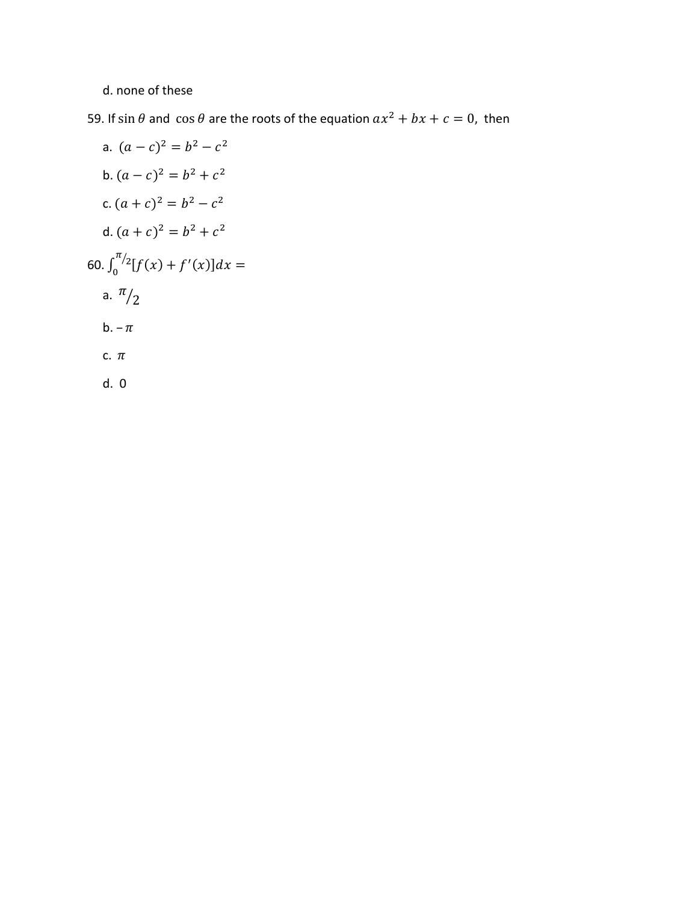d. none of these

59. If $\sin\theta$ and $\cos\theta$ are the roots of the equation $ax^2 + bx + c = 0$, then

a. $(a-c)^2 = b^2 - c^2$

b. $(a-c)^2 = b^2 + c^2$

c. $(a+c)^2 = b^2 - c^2$

d. $(a+c)^2 = b^2 + c^2$

60. $\int_0^{\pi/2} [f(x) + f'(x)]dx =$

a. $\pi/2$

b. $-\pi$

c. $\pi$

d. 0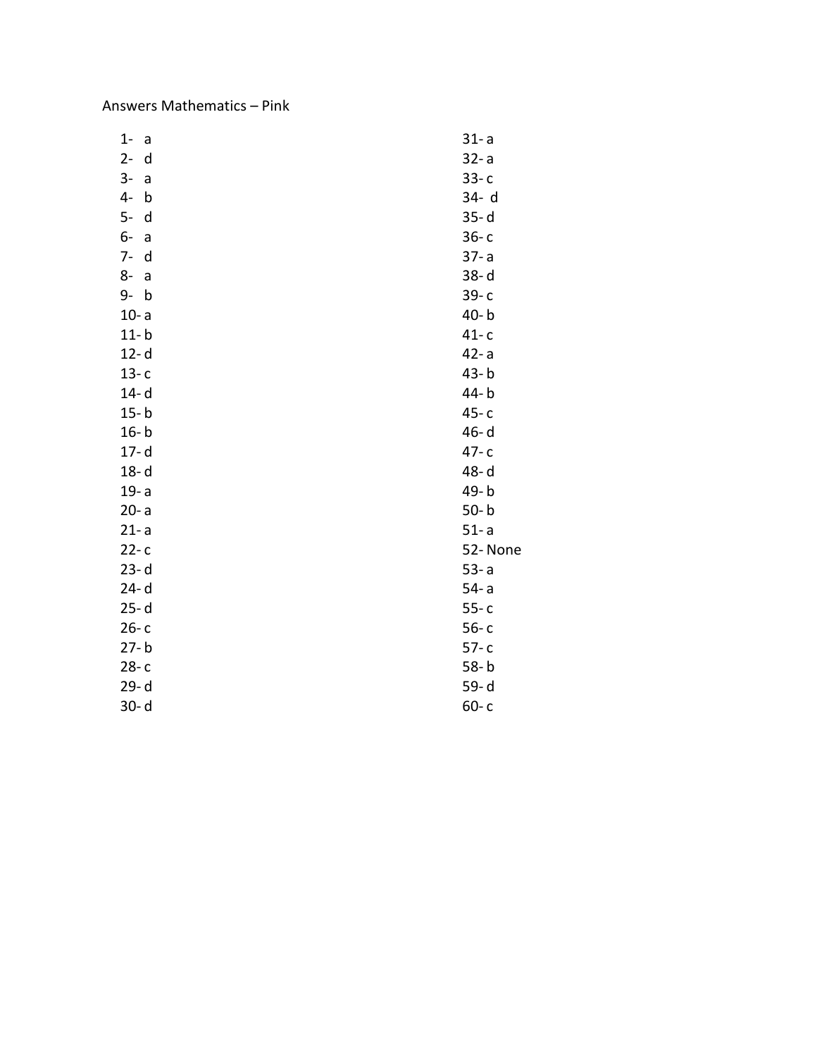Answers Mathematics – Pink

1- a
2- d
3- a
4- b
5- d
6- a
7- d
8- a
9- b
10- a
11- b
12- d
13- c
14- d
15- b
16- b
17- d
18- d
19- a
20- a
21- a
22- c
23- d
24- d
25- d
26- c
27- b
28- c
29- d
30- d
31- a
32- a
33- c
34- d
35- d
36- c
37- a
38- d
39- c
40- b
41- c
42- a
43- b
44- b
45- c
46- d
47- c
48- d
49- b
50- b
51- a
52- None
53- a
54- a
55- c
56- c
57- c
58- b
59- d
60- c